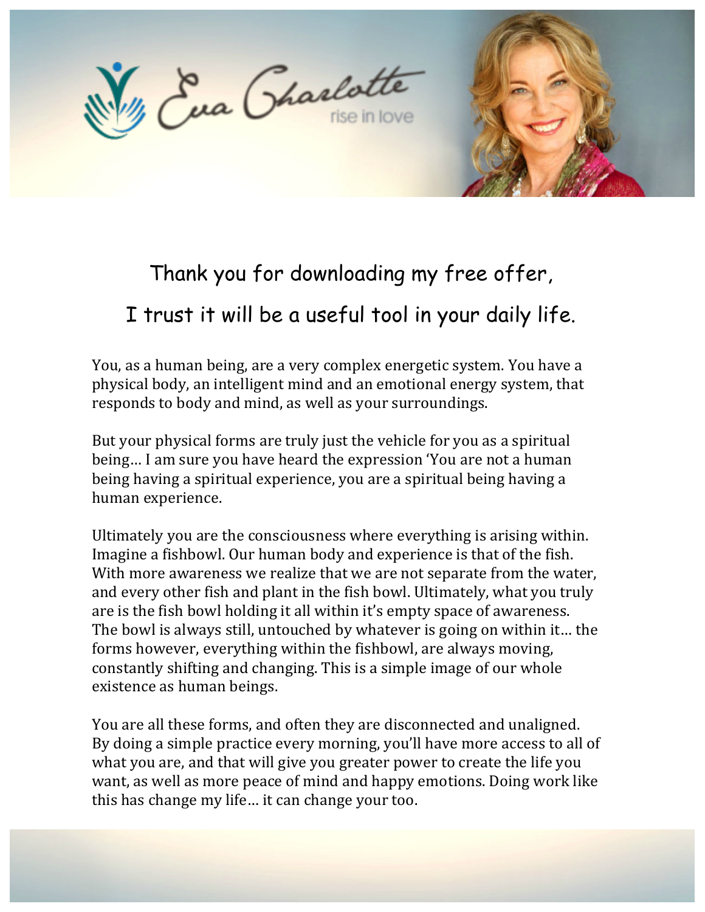Eva Charlotte
rise in love

Thank you for downloading my free offer,

I trust it will be a useful tool in your daily life.

You, as a human being, are a very complex energetic system. You have a physical body, an intelligent mind and an emotional energy system, that responds to body and mind, as well as your surroundings.

But your physical forms are truly just the vehicle for you as a spiritual being… I am sure you have heard the expression 'You are not a human being having a spiritual experience, you are a spiritual being having a human experience.

Ultimately you are the consciousness where everything is arising within. Imagine a fishbowl. Our human body and experience is that of the fish. With more awareness we realize that we are not separate from the water, and every other fish and plant in the fish bowl. Ultimately, what you truly are is the fish bowl holding it all within it's empty space of awareness. The bowl is always still, untouched by whatever is going on within it… the forms however, everything within the fishbowl, are always moving, constantly shifting and changing. This is a simple image of our whole existence as human beings.

You are all these forms, and often they are disconnected and unaligned. By doing a simple practice every morning, you'll have more access to all of what you are, and that will give you greater power to create the life you want, as well as more peace of mind and happy emotions. Doing work like this has change my life… it can change your too.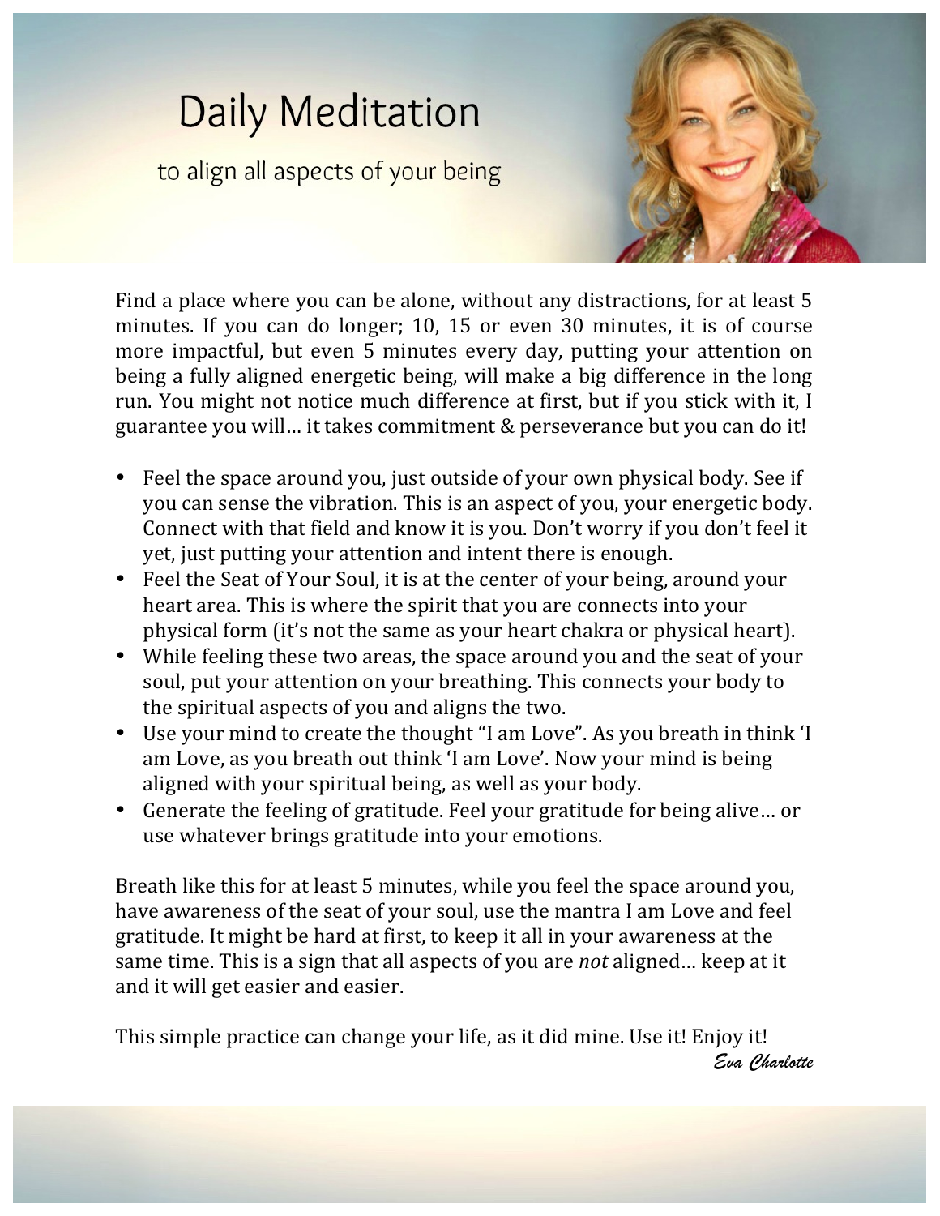# Daily Meditation

## to align all aspects of your being

Find a place where you can be alone, without any distractions, for at least 5 minutes. If you can do longer; 10, 15 or even 30 minutes, it is of course more impactful, but even 5 minutes every day, putting your attention on being a fully aligned energetic being, will make a big difference in the long run. You might not notice much difference at first, but if you stick with it, I guarantee you will… it takes commitment & perseverance but you can do it!

- Feel the space around you, just outside of your own physical body. See if you can sense the vibration. This is an aspect of you, your energetic body. Connect with that field and know it is you. Don't worry if you don't feel it yet, just putting your attention and intent there is enough.
- Feel the Seat of Your Soul, it is at the center of your being, around your heart area. This is where the spirit that you are connects into your physical form (it's not the same as your heart chakra or physical heart).
- While feeling these two areas, the space around you and the seat of your soul, put your attention on your breathing. This connects your body to the spiritual aspects of you and aligns the two.
- Use your mind to create the thought "I am Love". As you breath in think 'I am Love, as you breath out think 'I am Love'. Now your mind is being aligned with your spiritual being, as well as your body.
- Generate the feeling of gratitude. Feel your gratitude for being alive… or use whatever brings gratitude into your emotions.

Breath like this for at least 5 minutes, while you feel the space around you, have awareness of the seat of your soul, use the mantra I am Love and feel gratitude. It might be hard at first, to keep it all in your awareness at the same time. This is a sign that all aspects of you are *not* aligned… keep at it and it will get easier and easier.

This simple practice can change your life, as it did mine. Use it! Enjoy it!

*Eva Charlotte*